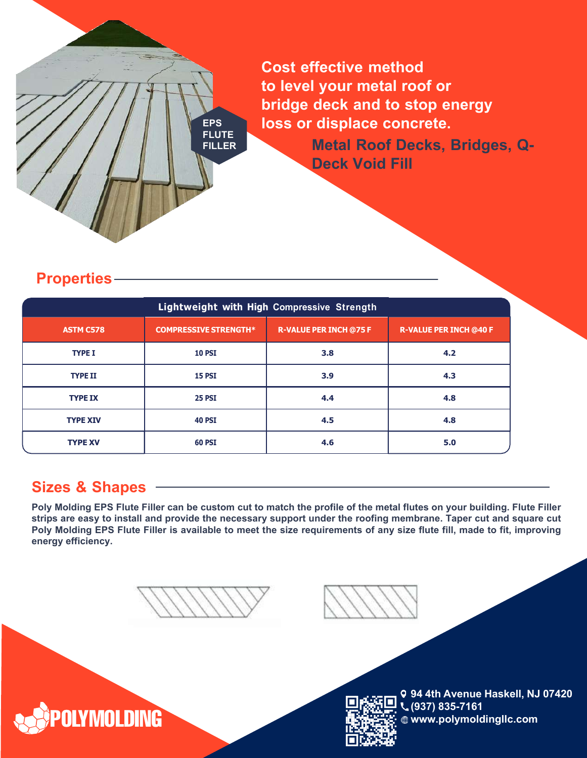EPS FLUTE FILLER

## Cost effective method to level your metal roof or bridge deck and to stop energy loss or displace concrete.

### Metal Roof Decks, Bridges, Q-Deck Void Fill

## Properties

| Lightweight with High Compressive Strength | | | |
|---|---|---|---|
| ASTM C578 | COMPRESSIVE STRENGTH* | R-VALUE PER INCH @75 F | R-VALUE PER INCH @40 F |
| TYPE I | 10 PSI | 3.8 | 4.2 |
| TYPE II | 15 PSI | 3.9 | 4.3 |
| TYPE IX | 25 PSI | 4.4 | 4.8 |
| TYPE XIV | 40 PSI | 4.5 | 4.8 |
| TYPE XV | 60 PSI | 4.6 | 5.0 |

## Sizes & Shapes

**Poly Molding EPS Flute Filler can be custom cut to match the profile of the metal flutes on your building. Flute Filler strips are easy to install and provide the necessary support under the roofing membrane. Taper cut and square cut Poly Molding EPS Flute Filler is available to meet the size requirements of any size flute fill, made to fit, improving energy efficiency.**

POLYMOLDING

94 4th Avenue Haskell, NJ 07420
(937) 835-7161
www.polymoldingllc.com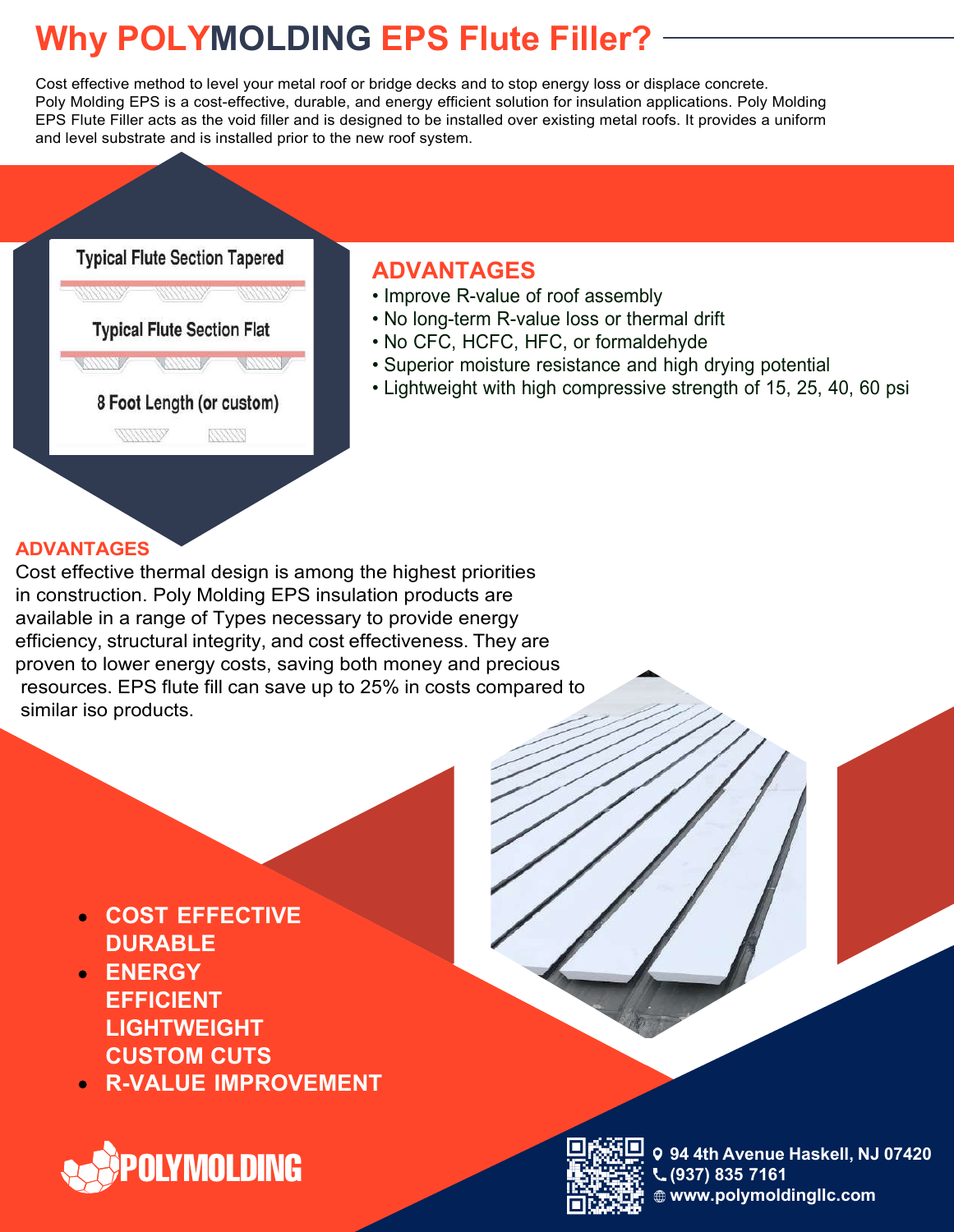# Why POLYMOLDING EPS Flute Filler?

Cost effective method to level your metal roof or bridge decks and to stop energy loss or displace concrete. Poly Molding EPS is a cost-effective, durable, and energy efficient solution for insulation applications. Poly Molding EPS Flute Filler acts as the void filler and is designed to be installed over existing metal roofs. It provides a uniform and level substrate and is installed prior to the new roof system.

Typical Flute Section Tapered

Typical Flute Section Flat

8 Foot Length (or custom)

## ADVANTAGES

- Improve R-value of roof assembly
- No long-term R-value loss or thermal drift
- No CFC, HCFC, HFC, or formaldehyde
- Superior moisture resistance and high drying potential
- Lightweight with high compressive strength of 15, 25, 40, 60 psi

## ADVANTAGES

Cost effective thermal design is among the highest priorities in construction. Poly Molding EPS insulation products are available in a range of Types necessary to provide energy efficiency, structural integrity, and cost effectiveness. They are proven to lower energy costs, saving both money and precious resources. EPS flute fill can save up to 25% in costs compared to similar iso products.

- **COST EFFECTIVE DURABLE**
- **ENERGY EFFICIENT LIGHTWEIGHT CUSTOM CUTS**
- **R-VALUE IMPROVEMENT**

**POLYMOLDING**

94 4th Avenue Haskell, NJ 07420
(937) 835 7161
www.polymoldingllc.com